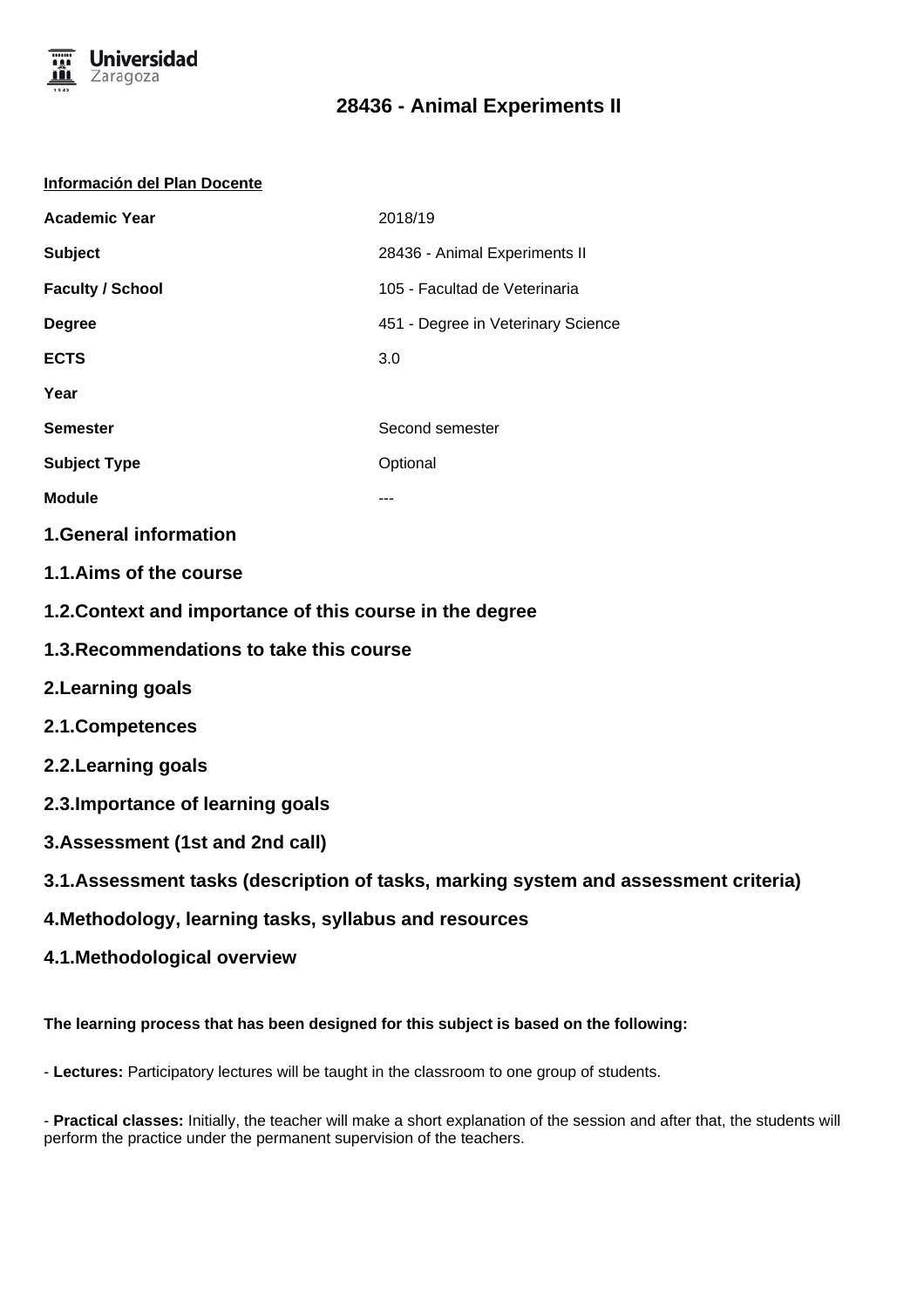# 28436 - Animal Experiments II

**Información del Plan Docente**

| | |
|---|---|
| **Academic Year** | 2018/19 |
| **Subject** | 28436 - Animal Experiments II |
| **Faculty / School** | 105 - Facultad de Veterinaria |
| **Degree** | 451 - Degree in Veterinary Science |
| **ECTS** | 3.0 |
| **Year** | |
| **Semester** | Second semester |
| **Subject Type** | Optional |
| **Module** | --- |

## 1.General information

## 1.1.Aims of the course

## 1.2.Context and importance of this course in the degree

## 1.3.Recommendations to take this course

## 2.Learning goals

## 2.1.Competences

## 2.2.Learning goals

## 2.3.Importance of learning goals

## 3.Assessment (1st and 2nd call)

## 3.1.Assessment tasks (description of tasks, marking system and assessment criteria)

## 4.Methodology, learning tasks, syllabus and resources

## 4.1.Methodological overview

**The learning process that has been designed for this subject is based on the following:**

- **Lectures:** Participatory lectures will be taught in the classroom to one group of students.

- **Practical classes:** Initially, the teacher will make a short explanation of the session and after that, the students will perform the practice under the permanent supervision of the teachers.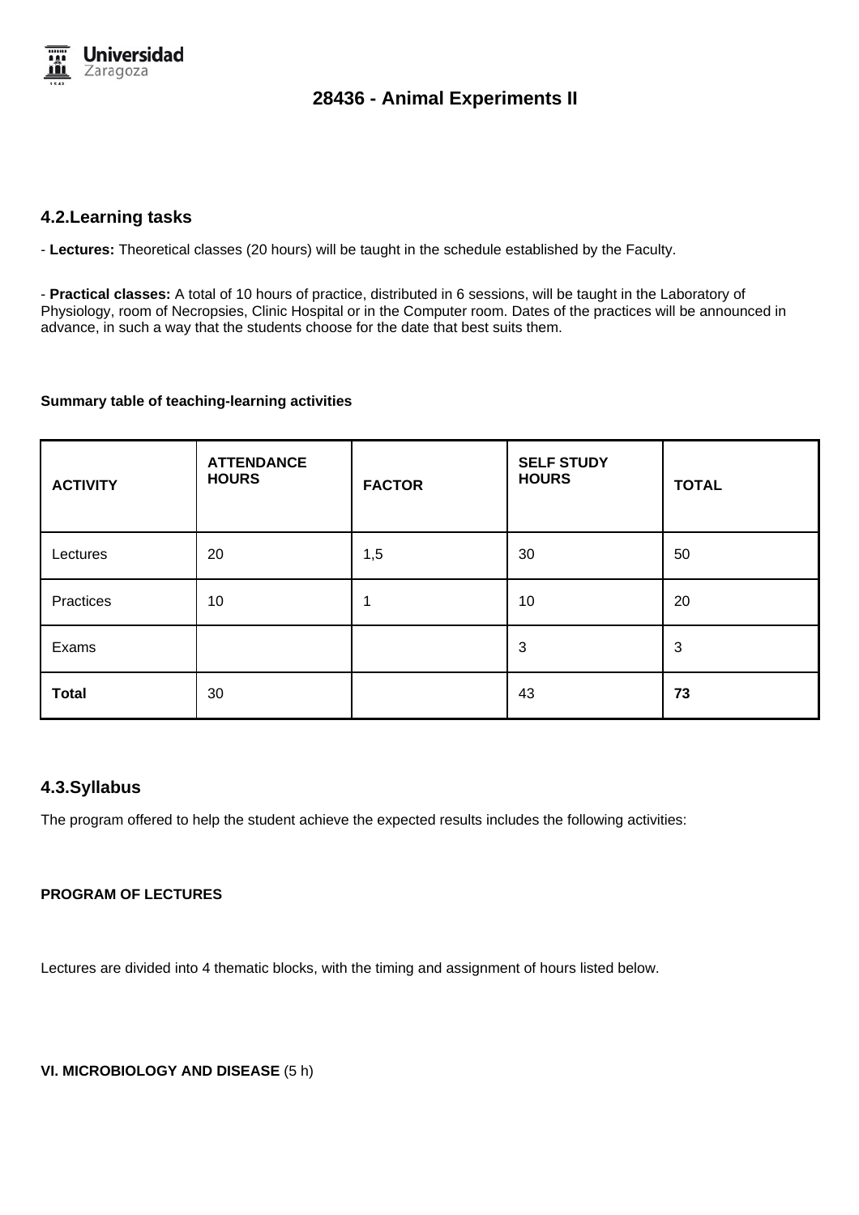## 4.2.Learning tasks

- **Lectures:** Theoretical classes (20 hours) will be taught in the schedule established by the Faculty.

- **Practical classes:** A total of 10 hours of practice, distributed in 6 sessions, will be taught in the Laboratory of Physiology, room of Necropsies, Clinic Hospital or in the Computer room. Dates of the practices will be announced in advance, in such a way that the students choose for the date that best suits them.

**Summary table of teaching-learning activities**

| **ACTIVITY** | **ATTENDANCE HOURS** | **FACTOR** | **SELF STUDY HOURS** | **TOTAL** |
|---|---|---|---|---|
| Lectures | 20 | 1,5 | 30 | 50 |
| Practices | 10 | 1 | 10 | 20 |
| Exams | | | 3 | 3 |
| **Total** | 30 | | 43 | **73** |

## 4.3.Syllabus

The program offered to help the student achieve the expected results includes the following activities:

**PROGRAM OF LECTURES**

Lectures are divided into 4 thematic blocks, with the timing and assignment of hours listed below.

**VI. MICROBIOLOGY AND DISEASE** (5 h)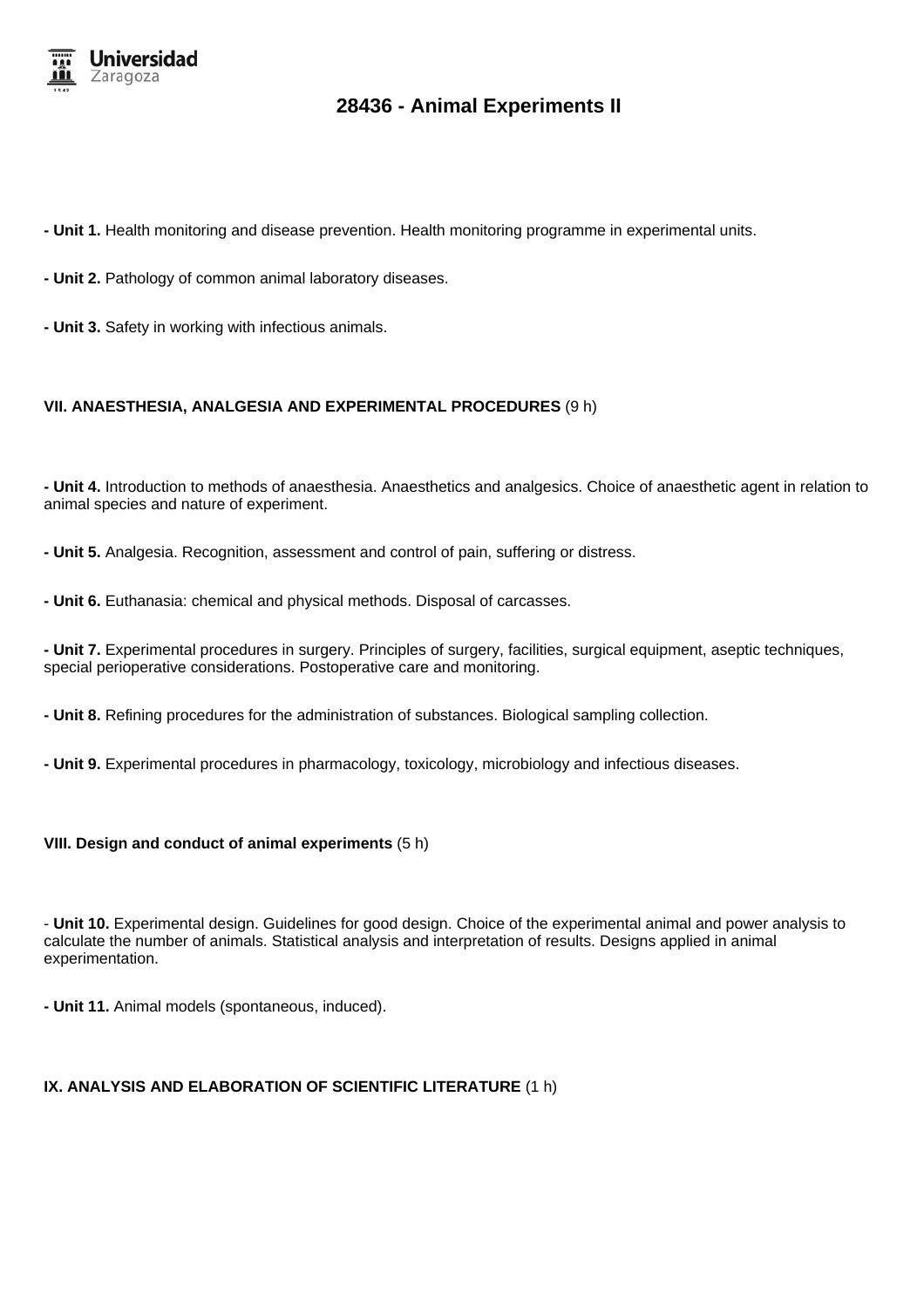- **Unit 1.** Health monitoring and disease prevention. Health monitoring programme in experimental units.

- **Unit 2.** Pathology of common animal laboratory diseases.

- **Unit 3.** Safety in working with infectious animals.

**VII. ANAESTHESIA, ANALGESIA AND EXPERIMENTAL PROCEDURES** (9 h)

- **Unit 4.** Introduction to methods of anaesthesia. Anaesthetics and analgesics. Choice of anaesthetic agent in relation to animal species and nature of experiment.

- **Unit 5.** Analgesia. Recognition, assessment and control of pain, suffering or distress.

- **Unit 6.** Euthanasia: chemical and physical methods. Disposal of carcasses.

- **Unit 7.** Experimental procedures in surgery. Principles of surgery, facilities, surgical equipment, aseptic techniques, special perioperative considerations. Postoperative care and monitoring.

- **Unit 8.** Refining procedures for the administration of substances. Biological sampling collection.

- **Unit 9.** Experimental procedures in pharmacology, toxicology, microbiology and infectious diseases.

**VIII. Design and conduct of animal experiments** (5 h)

- **Unit 10.** Experimental design. Guidelines for good design. Choice of the experimental animal and power analysis to calculate the number of animals. Statistical analysis and interpretation of results. Designs applied in animal experimentation.

- **Unit 11.** Animal models (spontaneous, induced).

**IX. ANALYSIS AND ELABORATION OF SCIENTIFIC LITERATURE** (1 h)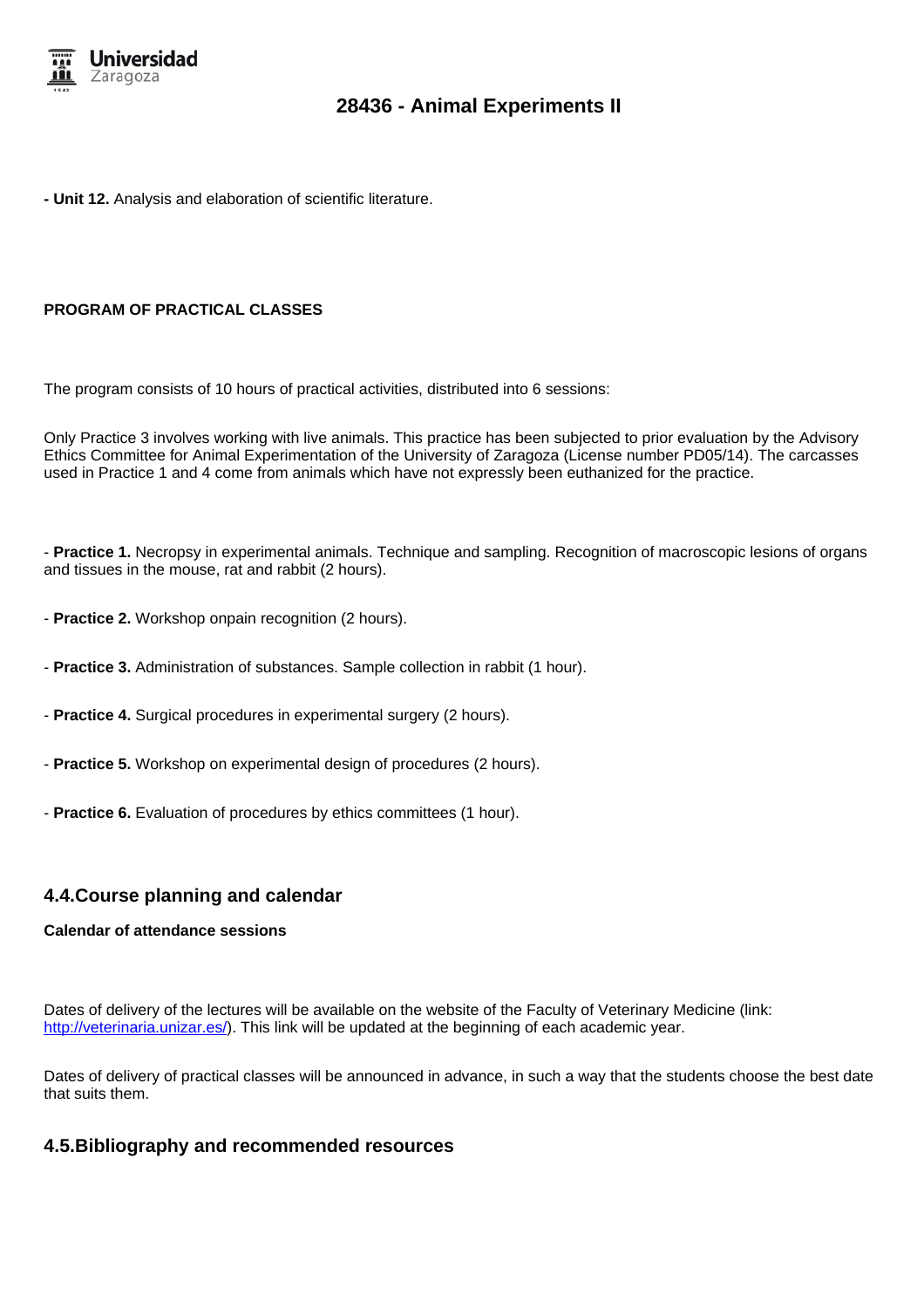- **Unit 12.** Analysis and elaboration of scientific literature.

**PROGRAM OF PRACTICAL CLASSES**

The program consists of 10 hours of practical activities, distributed into 6 sessions:

Only Practice 3 involves working with live animals. This practice has been subjected to prior evaluation by the Advisory Ethics Committee for Animal Experimentation of the University of Zaragoza (License number PD05/14). The carcasses used in Practice 1 and 4 come from animals which have not expressly been euthanized for the practice.

- **Practice 1.** Necropsy in experimental animals. Technique and sampling. Recognition of macroscopic lesions of organs and tissues in the mouse, rat and rabbit (2 hours).

- **Practice 2.** Workshop onpain recognition (2 hours).

- **Practice 3.** Administration of substances. Sample collection in rabbit (1 hour).

- **Practice 4.** Surgical procedures in experimental surgery (2 hours).

- **Practice 5.** Workshop on experimental design of procedures (2 hours).

- **Practice 6.** Evaluation of procedures by ethics committees (1 hour).

## 4.4.Course planning and calendar

**Calendar of attendance sessions**

Dates of delivery of the lectures will be available on the website of the Faculty of Veterinary Medicine (link: http://veterinaria.unizar.es/). This link will be updated at the beginning of each academic year.

Dates of delivery of practical classes will be announced in advance, in such a way that the students choose the best date that suits them.

## 4.5.Bibliography and recommended resources